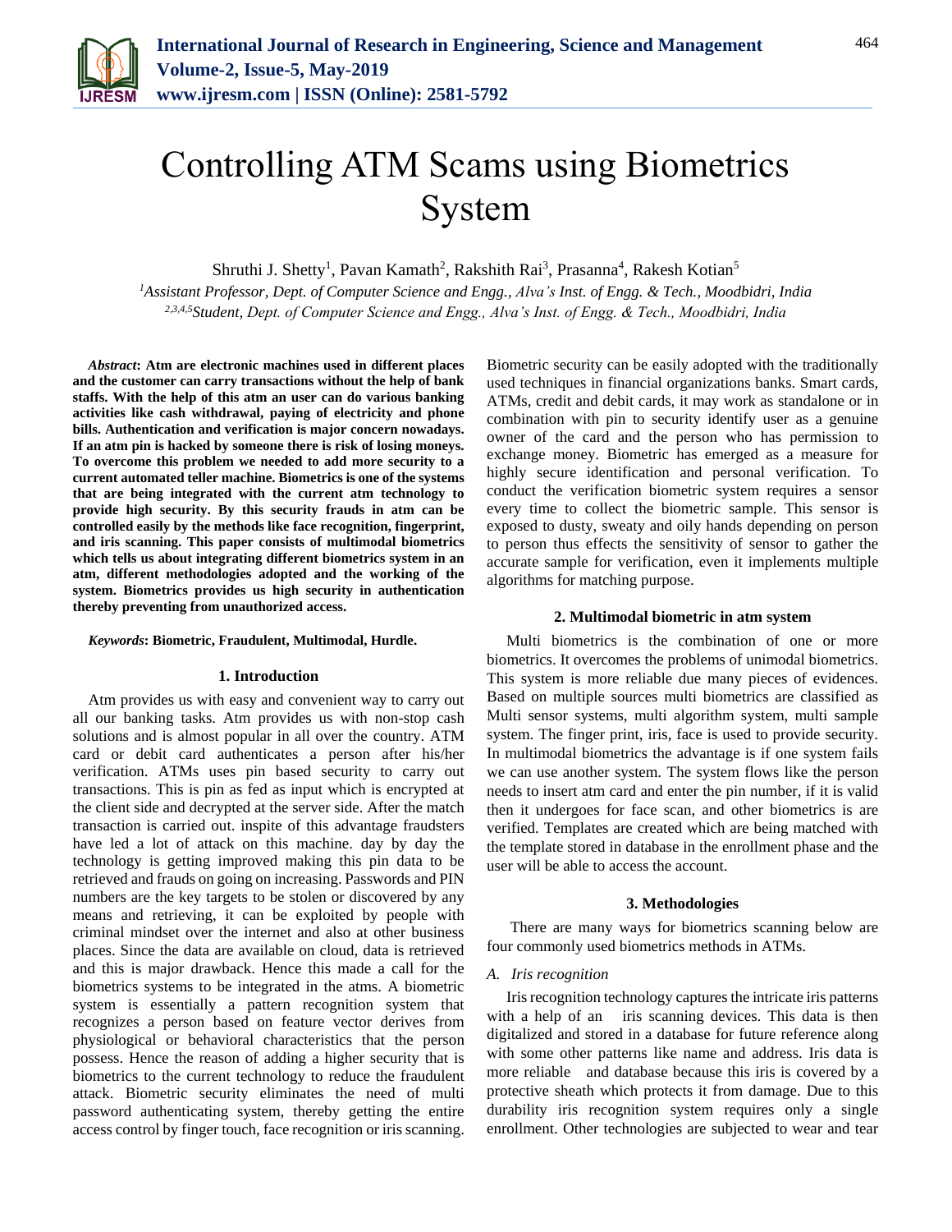# Controlling ATM Scams using Biometrics System

Shruthi J. Shetty[1], Pavan Kamath[2], Rakshith Rai[3], Prasanna[4], Rakesh Kotian[5]

[1]*Assistant Professor, Dept. of Computer Science and Engg., Alva's Inst. of Engg. & Tech., Moodbidri, India*
[2,3,4,5]*Student, Dept. of Computer Science and Engg., Alva's Inst. of Engg. & Tech., Moodbidri, India*

***Abstract*: Atm are electronic machines used in different places and the customer can carry transactions without the help of bank staffs. With the help of this atm an user can do various banking activities like cash withdrawal, paying of electricity and phone bills. Authentication and verification is major concern nowadays. If an atm pin is hacked by someone there is risk of losing moneys. To overcome this problem we needed to add more security to a current automated teller machine. Biometrics is one of the systems that are being integrated with the current atm technology to provide high security. By this security frauds in atm can be controlled easily by the methods like face recognition, fingerprint, and iris scanning. This paper consists of multimodal biometrics which tells us about integrating different biometrics system in an atm, different methodologies adopted and the working of the system. Biometrics provides us high security in authentication thereby preventing from unauthorized access.**

***Keywords*: Biometric, Fraudulent, Multimodal, Hurdle.**

## 1. Introduction

Atm provides us with easy and convenient way to carry out all our banking tasks. Atm provides us with non-stop cash solutions and is almost popular in all over the country. ATM card or debit card authenticates a person after his/her verification. ATMs uses pin based security to carry out transactions. This is pin as fed as input which is encrypted at the client side and decrypted at the server side. After the match transaction is carried out. inspite of this advantage fraudsters have led a lot of attack on this machine. day by day the technology is getting improved making this pin data to be retrieved and frauds on going on increasing. Passwords and PIN numbers are the key targets to be stolen or discovered by any means and retrieving, it can be exploited by people with criminal mindset over the internet and also at other business places. Since the data are available on cloud, data is retrieved and this is major drawback. Hence this made a call for the biometrics systems to be integrated in the atms. A biometric system is essentially a pattern recognition system that recognizes a person based on feature vector derives from physiological or behavioral characteristics that the person possess. Hence the reason of adding a higher security that is biometrics to the current technology to reduce the fraudulent attack. Biometric security eliminates the need of multi password authenticating system, thereby getting the entire access control by finger touch, face recognition or iris scanning. Biometric security can be easily adopted with the traditionally used techniques in financial organizations banks. Smart cards, ATMs, credit and debit cards, it may work as standalone or in combination with pin to security identify user as a genuine owner of the card and the person who has permission to exchange money. Biometric has emerged as a measure for highly secure identification and personal verification. To conduct the verification biometric system requires a sensor every time to collect the biometric sample. This sensor is exposed to dusty, sweaty and oily hands depending on person to person thus effects the sensitivity of sensor to gather the accurate sample for verification, even it implements multiple algorithms for matching purpose.

## 2. Multimodal biometric in atm system

Multi biometrics is the combination of one or more biometrics. It overcomes the problems of unimodal biometrics. This system is more reliable due many pieces of evidences. Based on multiple sources multi biometrics are classified as Multi sensor systems, multi algorithm system, multi sample system. The finger print, iris, face is used to provide security. In multimodal biometrics the advantage is if one system fails we can use another system. The system flows like the person needs to insert atm card and enter the pin number, if it is valid then it undergoes for face scan, and other biometrics is are verified. Templates are created which are being matched with the template stored in database in the enrollment phase and the user will be able to access the account.

## 3. Methodologies

There are many ways for biometrics scanning below are four commonly used biometrics methods in ATMs.

### *A. Iris recognition*

Iris recognition technology captures the intricate iris patterns with a help of an iris scanning devices. This data is then digitalized and stored in a database for future reference along with some other patterns like name and address. Iris data is more reliable and database because this iris is covered by a protective sheath which protects it from damage. Due to this durability iris recognition system requires only a single enrollment. Other technologies are subjected to wear and tear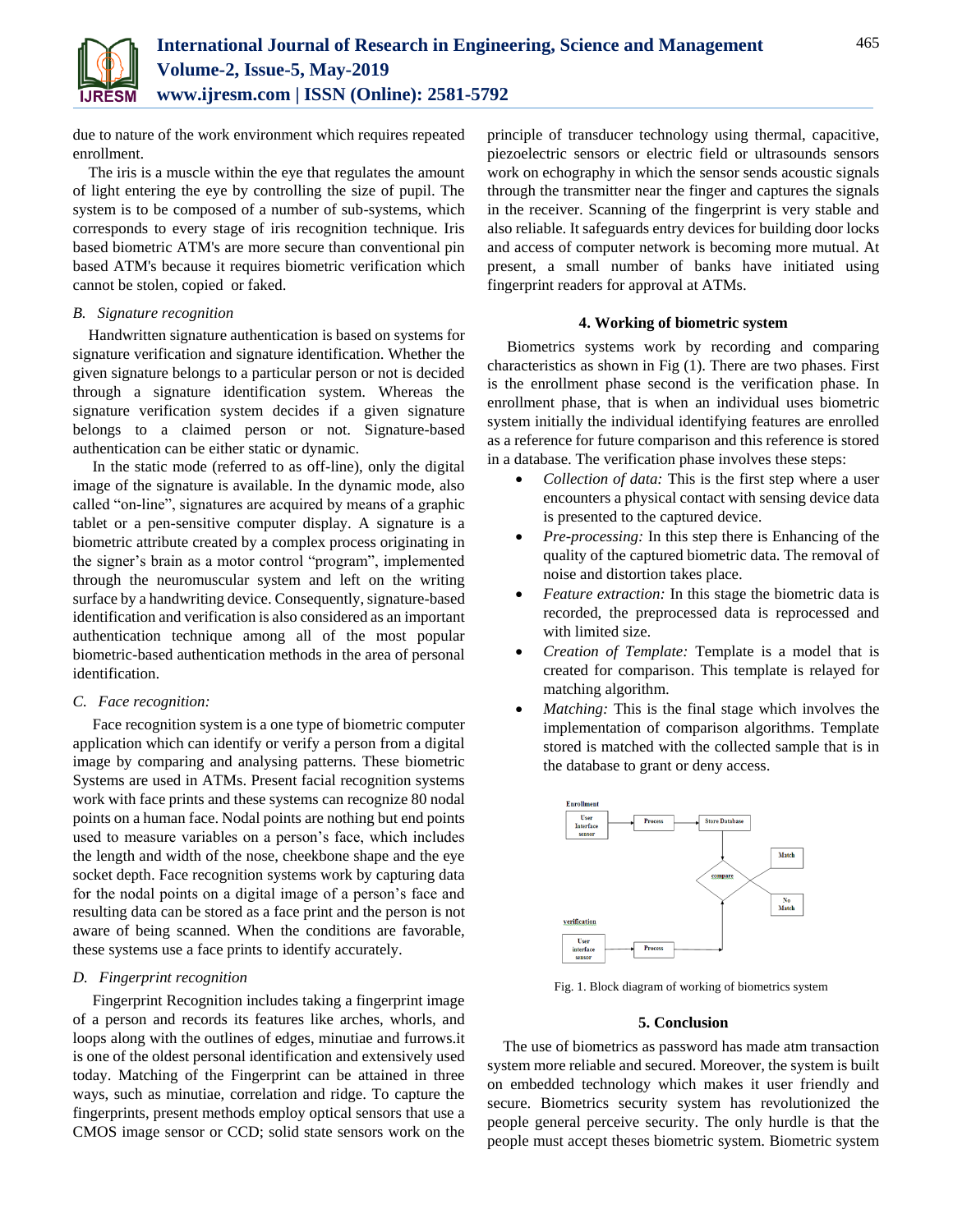due to nature of the work environment which requires repeated enrollment.

The iris is a muscle within the eye that regulates the amount of light entering the eye by controlling the size of pupil. The system is to be composed of a number of sub-systems, which corresponds to every stage of iris recognition technique. Iris based biometric ATM's are more secure than conventional pin based ATM's because it requires biometric verification which cannot be stolen, copied or faked.

### *B. Signature recognition*

Handwritten signature authentication is based on systems for signature verification and signature identification. Whether the given signature belongs to a particular person or not is decided through a signature identification system. Whereas the signature verification system decides if a given signature belongs to a claimed person or not. Signature-based authentication can be either static or dynamic.

In the static mode (referred to as off-line), only the digital image of the signature is available. In the dynamic mode, also called "on-line", signatures are acquired by means of a graphic tablet or a pen-sensitive computer display. A signature is a biometric attribute created by a complex process originating in the signer's brain as a motor control "program", implemented through the neuromuscular system and left on the writing surface by a handwriting device. Consequently, signature-based identification and verification is also considered as an important authentication technique among all of the most popular biometric-based authentication methods in the area of personal identification.

### *C. Face recognition:*

Face recognition system is a one type of biometric computer application which can identify or verify a person from a digital image by comparing and analysing patterns. These biometric Systems are used in ATMs. Present facial recognition systems work with face prints and these systems can recognize 80 nodal points on a human face. Nodal points are nothing but end points used to measure variables on a person's face, which includes the length and width of the nose, cheekbone shape and the eye socket depth. Face recognition systems work by capturing data for the nodal points on a digital image of a person's face and resulting data can be stored as a face print and the person is not aware of being scanned. When the conditions are favorable, these systems use a face prints to identify accurately.

### *D. Fingerprint recognition*

Fingerprint Recognition includes taking a fingerprint image of a person and records its features like arches, whorls, and loops along with the outlines of edges, minutiae and furrows.it is one of the oldest personal identification and extensively used today. Matching of the Fingerprint can be attained in three ways, such as minutiae, correlation and ridge. To capture the fingerprints, present methods employ optical sensors that use a CMOS image sensor or CCD; solid state sensors work on the principle of transducer technology using thermal, capacitive, piezoelectric sensors or electric field or ultrasounds sensors work on echography in which the sensor sends acoustic signals through the transmitter near the finger and captures the signals in the receiver. Scanning of the fingerprint is very stable and also reliable. It safeguards entry devices for building door locks and access of computer network is becoming more mutual. At present, a small number of banks have initiated using fingerprint readers for approval at ATMs.

## 4. Working of biometric system

Biometrics systems work by recording and comparing characteristics as shown in Fig (1). There are two phases. First is the enrollment phase second is the verification phase. In enrollment phase, that is when an individual uses biometric system initially the individual identifying features are enrolled as a reference for future comparison and this reference is stored in a database. The verification phase involves these steps:

- *Collection of data:* This is the first step where a user encounters a physical contact with sensing device data is presented to the captured device.
- *Pre-processing:* In this step there is Enhancing of the quality of the captured biometric data. The removal of noise and distortion takes place.
- *Feature extraction:* In this stage the biometric data is recorded, the preprocessed data is reprocessed and with limited size.
- *Creation of Template:* Template is a model that is created for comparison. This template is relayed for matching algorithm.
- *Matching:* This is the final stage which involves the implementation of comparison algorithms. Template stored is matched with the collected sample that is in the database to grant or deny access.

Fig. 1. Block diagram of working of biometrics system

## 5. Conclusion

The use of biometrics as password has made atm transaction system more reliable and secured. Moreover, the system is built on embedded technology which makes it user friendly and secure. Biometrics security system has revolutionized the people general perceive security. The only hurdle is that the people must accept theses biometric system. Biometric system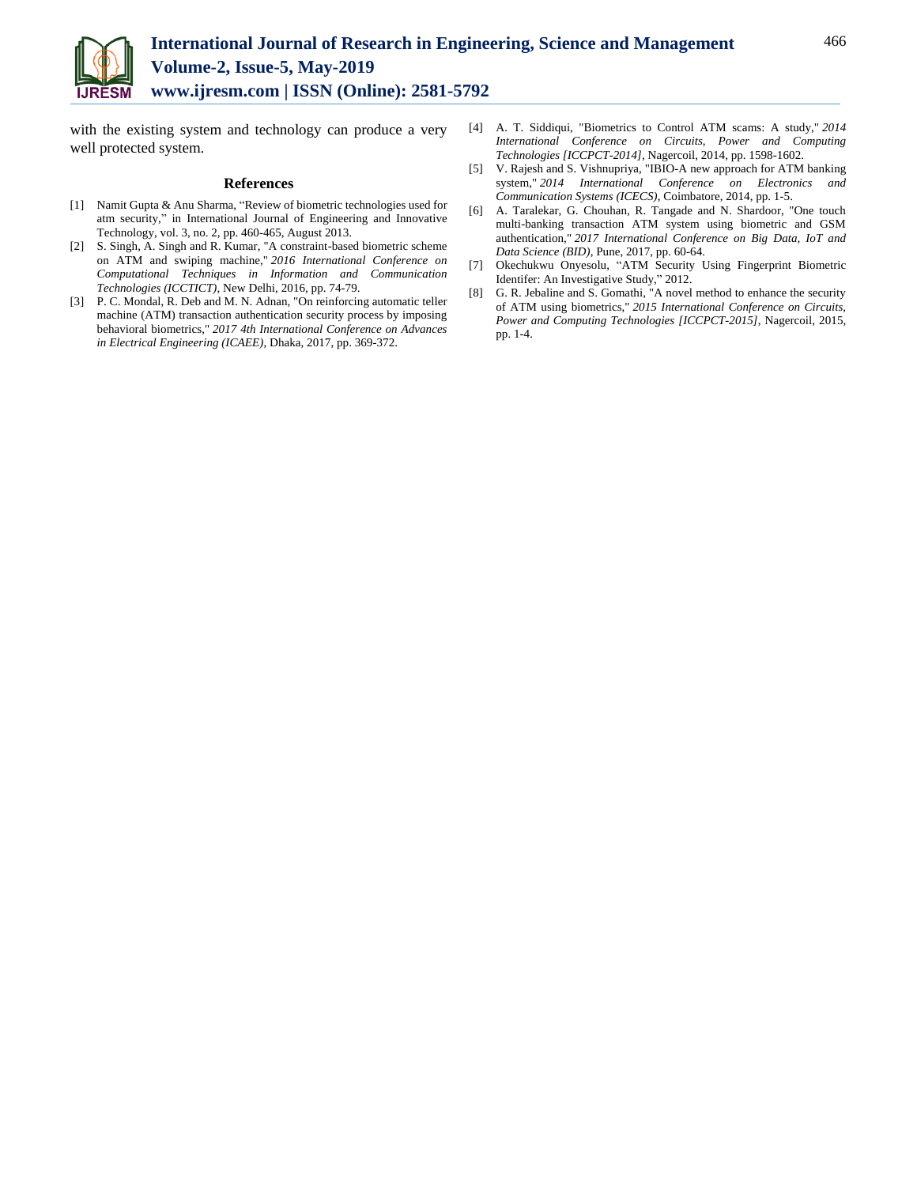with the existing system and technology can produce a very well protected system.

## References

[1] Namit Gupta & Anu Sharma, "Review of biometric technologies used for atm security," in International Journal of Engineering and Innovative Technology, vol. 3, no. 2, pp. 460-465, August 2013.

[2] S. Singh, A. Singh and R. Kumar, "A constraint-based biometric scheme on ATM and swiping machine," *2016 International Conference on Computational Techniques in Information and Communication Technologies (ICCTICT)*, New Delhi, 2016, pp. 74-79.

[3] P. C. Mondal, R. Deb and M. N. Adnan, "On reinforcing automatic teller machine (ATM) transaction authentication security process by imposing behavioral biometrics," *2017 4th International Conference on Advances in Electrical Engineering (ICAEE)*, Dhaka, 2017, pp. 369-372.

[4] A. T. Siddiqui, "Biometrics to Control ATM scams: A study," *2014 International Conference on Circuits, Power and Computing Technologies [ICCPCT-2014]*, Nagercoil, 2014, pp. 1598-1602.

[5] V. Rajesh and S. Vishnupriya, "IBIO-A new approach for ATM banking system," *2014 International Conference on Electronics and Communication Systems (ICECS)*, Coimbatore, 2014, pp. 1-5.

[6] A. Taralekar, G. Chouhan, R. Tangade and N. Shardoor, "One touch multi-banking transaction ATM system using biometric and GSM authentication," *2017 International Conference on Big Data, IoT and Data Science (BID)*, Pune, 2017, pp. 60-64.

[7] Okechukwu Onyesolu, "ATM Security Using Fingerprint Biometric Identifer: An Investigative Study," 2012.

[8] G. R. Jebaline and S. Gomathi, "A novel method to enhance the security of ATM using biometrics," *2015 International Conference on Circuits, Power and Computing Technologies [ICCPCT-2015]*, Nagercoil, 2015, pp. 1-4.